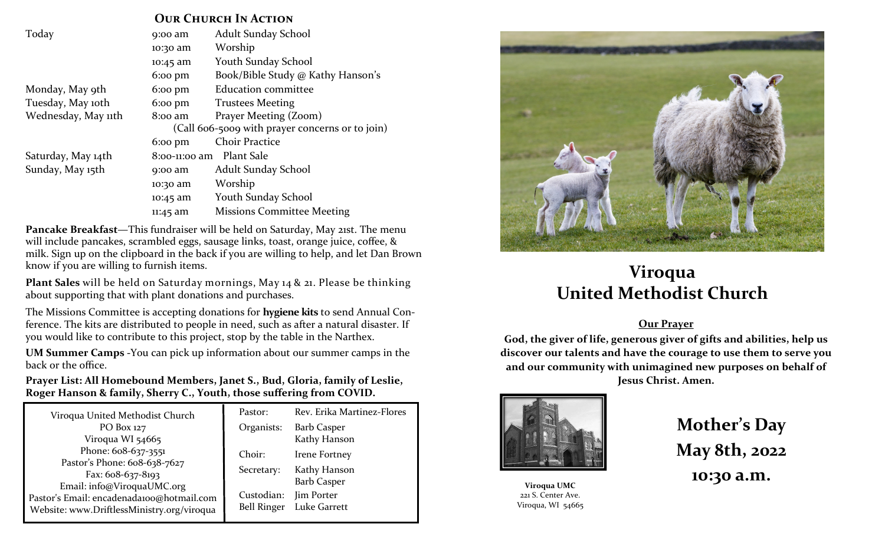## Our Church In Action

| | | |
|---|---|---|
| Today | 9:00 am | Adult Sunday School |
| | 10:30 am | Worship |
| | 10:45 am | Youth Sunday School |
| | 6:00 pm | Book/Bible Study @ Kathy Hanson's |
| Monday, May 9th | 6:00 pm | Education committee |
| Tuesday, May 10th | 6:00 pm | Trustees Meeting |
| Wednesday, May 11th | 8:00 am | Prayer Meeting (Zoom) |
| | | (Call 606-5009 with prayer concerns or to join) |
| | 6:00 pm | Choir Practice |
| Saturday, May 14th | 8:00-11:00 am | Plant Sale |
| Sunday, May 15th | 9:00 am | Adult Sunday School |
| | 10:30 am | Worship |
| | 10:45 am | Youth Sunday School |
| | 11:45 am | Missions Committee Meeting |

**Pancake Breakfast**—This fundraiser will be held on Saturday, May 21st. The menu will include pancakes, scrambled eggs, sausage links, toast, orange juice, coffee, & milk. Sign up on the clipboard in the back if you are willing to help, and let Dan Brown know if you are willing to furnish items.

**Plant Sales** will be held on Saturday mornings, May 14 & 21. Please be thinking about supporting that with plant donations and purchases.

The Missions Committee is accepting donations for **hygiene kits** to send Annual Conference. The kits are distributed to people in need, such as after a natural disaster. If you would like to contribute to this project, stop by the table in the Narthex.

**UM Summer Camps** -You can pick up information about our summer camps in the back or the office.

**Prayer List: All Homebound Members, Janet S., Bud, Gloria, family of Leslie, Roger Hanson & family, Sherry C., Youth, those suffering from COVID.**

Viroqua United Methodist Church
PO Box 127
Viroqua WI 54665
Phone: 608-637-3551
Pastor's Phone: 608-638-7627
Fax: 608-637-8193
Email: info@ViroquaUMC.org
Pastor's Email: encadenada100@hotmail.com
Website: www.DriftlessMinistry.org/viroqua

| | |
|---|---|
| Pastor: | Rev. Erika Martinez-Flores |
| Organists: | Barb Casper, Kathy Hanson |
| Choir: | Irene Fortney |
| Secretary: | Kathy Hanson, Barb Casper |
| Custodian: | Jim Porter |
| Bell Ringer | Luke Garrett |

# Viroqua United Methodist Church

**Our Prayer**

**God, the giver of life, generous giver of gifts and abilities, help us discover our talents and have the courage to use them to serve you and our community with unimagined new purposes on behalf of Jesus Christ. Amen.**

**Viroqua UMC**
221 S. Center Ave.
Viroqua, WI 54665

## Mother's Day
## May 8th, 2022
## 10:30 a.m.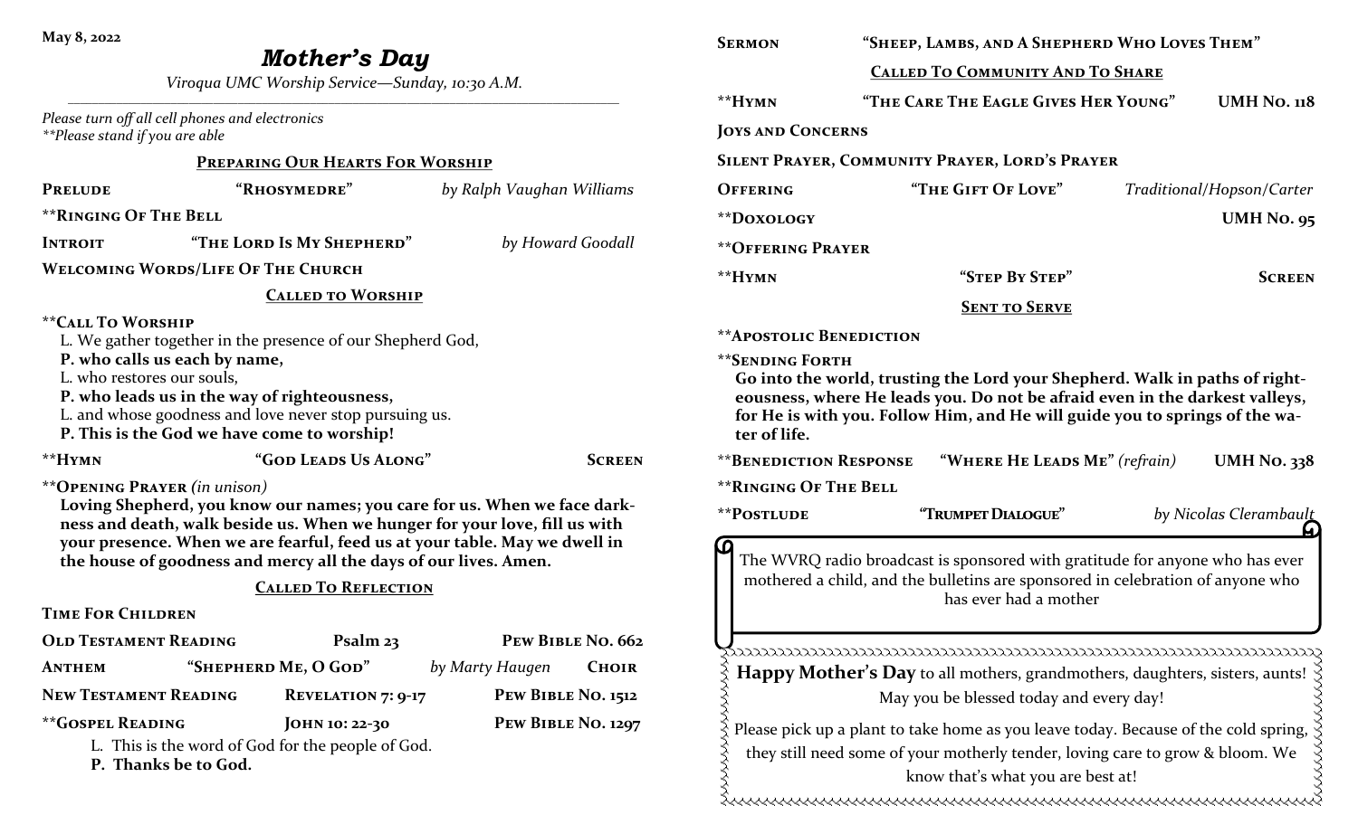May 8, 2022

# *Mother's Day*

*Viroqua UMC Worship Service—Sunday, 10:30 A.M.*

---

*Please turn off all cell phones and electronics*
*\*\*Please stand if you are able*

## Preparing Our Hearts For Worship

**Prelude** "Rhosymedre" *by Ralph Vaughan Williams*

**\*\*Ringing Of The Bell**

**Introit** "The Lord Is My Shepherd" *by Howard Goodall*

**Welcoming Words/Life Of The Church**

## Called to Worship

**\*\*Call To Worship**

L. We gather together in the presence of our Shepherd God,
**P. who calls us each by name,**
L. who restores our souls,
**P. who leads us in the way of righteousness,**
L. and whose goodness and love never stop pursuing us.
**P. This is the God we have come to worship!**

**\*\*Hymn** "God Leads Us Along" **Screen**

**\*\*Opening Prayer** *(in unison)*

**Loving Shepherd, you know our names; you care for us. When we face darkness and death, walk beside us. When we hunger for your love, fill us with your presence. When we are fearful, feed us at your table. May we dwell in the house of goodness and mercy all the days of our lives. Amen.**

## Called To Reflection

**Time For Children**

**Old Testament Reading** Psalm 23 **Pew Bible No. 662**

**Anthem** "Shepherd Me, O God" *by Marty Haugen* **Choir**

**New Testament Reading** **Revelation 7: 9-17** **Pew Bible No. 1512**

**\*\*Gospel Reading** **John 10: 22-30** **Pew Bible No. 1297**

L. This is the word of God for the people of God.
**P. Thanks be to God.**

**Sermon** "Sheep, Lambs, and A Shepherd Who Loves Them"

## Called To Community And To Share

**\*\*Hymn** "The Care The Eagle Gives Her Young" **UMH No. 118**

**Joys and Concerns**

**Silent Prayer, Community Prayer, Lord's Prayer**

**Offering** "The Gift Of Love" *Traditional/Hopson/Carter*

**\*\*Doxology** **UMH No. 95**

**\*\*Offering Prayer**

**\*\*Hymn** "Step By Step" **Screen**

## Sent to Serve

**\*\*Apostolic Benediction**

**\*\*Sending Forth**

**Go into the world, trusting the Lord your Shepherd. Walk in paths of righteousness, where He leads you. Do not be afraid even in the darkest valleys, for He is with you. Follow Him, and He will guide you to springs of the water of life.**

**\*\*Benediction Response** "Where He Leads Me" *(refrain)* **UMH No. 338**

**\*\*Ringing Of The Bell**

**\*\*Postlude** "Trumpet Dialogue" *by Nicolas Clerambault*

The WVRQ radio broadcast is sponsored with gratitude for anyone who has ever mothered a child, and the bulletins are sponsored in celebration of anyone who has ever had a mother

**Happy Mother's Day** to all mothers, grandmothers, daughters, sisters, aunts! May you be blessed today and every day!

Please pick up a plant to take home as you leave today. Because of the cold spring, they still need some of your motherly tender, loving care to grow & bloom. We know that's what you are best at!